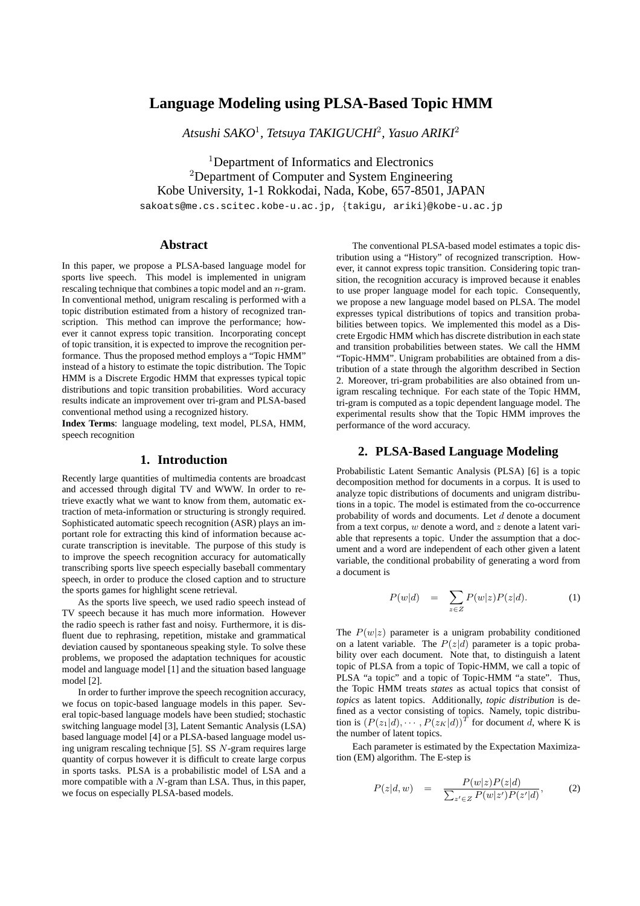# Language Modeling using PLSA-Based Topic HMM

*Atsushi SAKO*[1], *Tetsuya TAKIGUCHI*[2], *Yasuo ARIKI*[2]

[1]Department of Informatics and Electronics
[2]Department of Computer and System Engineering
Kobe University, 1-1 Rokkodai, Nada, Kobe, 657-8501, JAPAN
sakoats@me.cs.scitec.kobe-u.ac.jp, {takigu, ariki}@kobe-u.ac.jp

## Abstract

In this paper, we propose a PLSA-based language model for sports live speech. This model is implemented in unigram rescaling technique that combines a topic model and an $n$-gram. In conventional method, unigram rescaling is performed with a topic distribution estimated from a history of recognized transcription. This method can improve the performance; however it cannot express topic transition. Incorporating concept of topic transition, it is expected to improve the recognition performance. Thus the proposed method employs a "Topic HMM" instead of a history to estimate the topic distribution. The Topic HMM is a Discrete Ergodic HMM that expresses typical topic distributions and topic transition probabilities. Word accuracy results indicate an improvement over tri-gram and PLSA-based conventional method using a recognized history.

**Index Terms**: language modeling, text model, PLSA, HMM, speech recognition

## 1. Introduction

Recently large quantities of multimedia contents are broadcast and accessed through digital TV and WWW. In order to retrieve exactly what we want to know from them, automatic extraction of meta-information or structuring is strongly required. Sophisticated automatic speech recognition (ASR) plays an important role for extracting this kind of information because accurate transcription is inevitable. The purpose of this study is to improve the speech recognition accuracy for automatically transcribing sports live speech especially baseball commentary speech, in order to produce the closed caption and to structure the sports games for highlight scene retrieval.

As the sports live speech, we used radio speech instead of TV speech because it has much more information. However the radio speech is rather fast and noisy. Furthermore, it is disfluent due to rephrasing, repetition, mistake and grammatical deviation caused by spontaneous speaking style. To solve these problems, we proposed the adaptation techniques for acoustic model and language model [1] and the situation based language model [2].

In order to further improve the speech recognition accuracy, we focus on topic-based language models in this paper. Several topic-based language models have been studied; stochastic switching language model [3], Latent Semantic Analysis (LSA) based language model [4] or a PLSA-based language model using unigram rescaling technique [5]. SS $N$-gram requires large quantity of corpus however it is difficult to create large corpus in sports tasks. PLSA is a probabilistic model of LSA and a more compatible with a $N$-gram than LSA. Thus, in this paper, we focus on especially PLSA-based models.

The conventional PLSA-based model estimates a topic distribution using a "History" of recognized transcription. However, it cannot express topic transition. Considering topic transition, the recognition accuracy is improved because it enables to use proper language model for each topic. Consequently, we propose a new language model based on PLSA. The model expresses typical distributions of topics and transition probabilities between topics. We implemented this model as a Discrete Ergodic HMM which has discrete distribution in each state and transition probabilities between states. We call the HMM "Topic-HMM". Unigram probabilities are obtained from a distribution of a state through the algorithm described in Section 2. Moreover, tri-gram probabilities are also obtained from unigram rescaling technique. For each state of the Topic HMM, tri-gram is computed as a topic dependent language model. The experimental results show that the Topic HMM improves the performance of the word accuracy.

## 2. PLSA-Based Language Modeling

Probabilistic Latent Semantic Analysis (PLSA) [6] is a topic decomposition method for documents in a corpus. It is used to analyze topic distributions of documents and unigram distributions in a topic. The model is estimated from the co-occurrence probability of words and documents. Let $d$ denote a document from a text corpus, $w$ denote a word, and $z$ denote a latent variable that represents a topic. Under the assumption that a document and a word are independent of each other given a latent variable, the conditional probability of generating a word from a document is

$$P(w|d) = \sum_{z \in Z} P(w|z)P(z|d). \quad (1)$$

The $P(w|z)$ parameter is a unigram probability conditioned on a latent variable. The $P(z|d)$ parameter is a topic probability over each document. Note that, to distinguish a latent topic of PLSA from a topic of Topic-HMM, we call a topic of PLSA "a topic" and a topic of Topic-HMM "a state". Thus, the Topic HMM treats *states* as actual topics that consist of *topics* as latent topics. Additionally, *topic distribution* is defined as a vector consisting of topics. Namely, topic distribution is $(P(z_1|d), \cdots, P(z_K|d))^T$ for document $d$, where K is the number of latent topics.

Each parameter is estimated by the Expectation Maximization (EM) algorithm. The E-step is

$$P(z|d, w) = \frac{P(w|z)P(z|d)}{\sum_{z' \in Z} P(w|z')P(z'|d)}, \quad (2)$$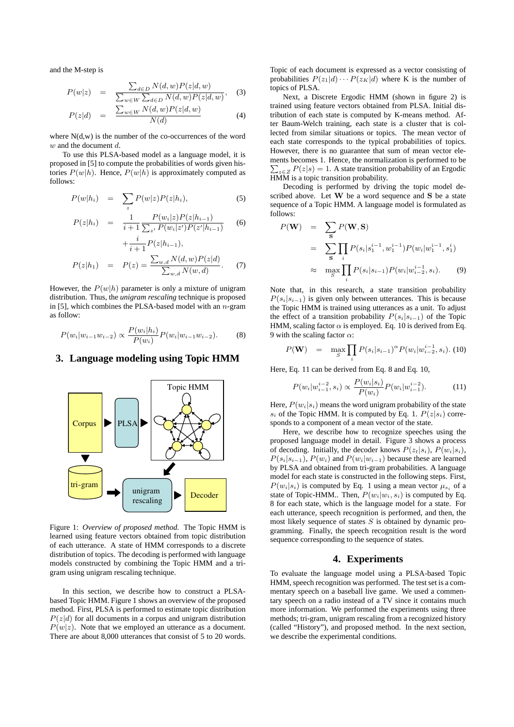and the M-step is

$$P(w|z) = \frac{\sum_{d \in D} N(d,w) P(z|d,w)}{\sum_{w \in W} \sum_{d \in D} N(d,w) P(z|d,w)}, \quad (3)$$

$$P(z|d) = \frac{\sum_{w \in W} N(d,w) P(z|d,w)}{N(d)} \quad (4)$$

where N(d,w) is the number of the co-occurrences of the word $w$ and the document $d$.

To use this PLSA-based model as a language model, it is proposed in [5] to compute the probabilities of words given histories $P(w|h)$. Hence, $P(w|h)$ is approximately computed as follows:

$$P(w|h_i) = \sum_z P(w|z) P(z|h_i), \quad (5)$$

$$P(z|h_i) = \frac{1}{i+1} \frac{P(w_i|z) P(z|h_{i-1})}{\sum_{z'} P(w_i|z') P(z'|h_{i-1})} + \frac{i}{i+1} P(z|h_{i-1}), \quad (6)$$

$$P(z|h_1) = P(z) = \frac{\sum_{w,d} N(d,w) P(z|d)}{\sum_{w,d} N(w,d)}. \quad (7)$$

However, the $P(w|h)$ parameter is only a mixture of unigram distribution. Thus, the *unigram rescaling* technique is proposed in [5], which combines the PLSA-based model with an $n$-gram as follow:

$$P(w_i|w_{i-1}w_{i-2}) \propto \frac{P(w_i|h_i)}{P(w_i)} P(w_i|w_{i-1}w_{i-2}). \quad (8)$$

## 3. Language modeling using Topic HMM

Figure 1: *Overview of proposed method.* The Topic HMM is learned using feature vectors obtained from topic distribution of each utterance. A state of HMM corresponds to a discrete distribution of topics. The decoding is performed with language models constructed by combining the Topic HMM and a tri-gram using unigram rescaling technique.

In this section, we describe how to construct a PLSA-based Topic HMM. Figure 1 shows an overview of the proposed method. First, PLSA is performed to estimate topic distribution $P(z|d)$ for all documents in a corpus and unigram distribution $P(w|z)$. Note that we employed an utterance as a document. There are about 8,000 utterances that consist of 5 to 20 words. Topic of each document is expressed as a vector consisting of probabilities $P(z_1|d) \cdots P(z_K|d)$ where K is the number of topics of PLSA.

Next, a Discrete Ergodic HMM (shown in figure 2) is trained using feature vectors obtained from PLSA. Initial distribution of each state is computed by K-means method. After Baum-Welch training, each state is a cluster that is collected from similar situations or topics. The mean vector of each state corresponds to the typical probabilities of topics. However, there is no guarantee that sum of mean vector elements becomes 1. Hence, the normalization is performed to be $\sum_{z \in Z} P(z|s) = 1$. A state transition probability of an Ergodic HMM is a topic transition probability.

Decoding is performed by driving the topic model described above. Let $\mathbf{W}$ be a word sequence and $\mathbf{S}$ be a state sequence of a Topic HMM. A language model is formulated as follows:

$$\begin{aligned} P(\mathbf{W}) &= \sum_{\mathbf{S}} P(\mathbf{W}, \mathbf{S}) \\ &= \sum_{\mathbf{S}} \prod_i P(s_i|s_1^{i-1}, w_1^{i-1}) P(w_i|w_1^{i-1}, s_1^i) \\ &\approx \max_S \prod_i P(s_i|s_{i-1}) P(w_i|w_{i-2}^{i-1}, s_i). \end{aligned} \quad (9)$$

Note that, in this research, a state transition probability $P(s_i|s_{i-1})$ is given only between utterances. This is because the Topic HMM is trained using utterances as a unit. To adjust the effect of a transition probability $P(s_i|s_{i-1})$ of the Topic HMM, scaling factor $\alpha$ is employed. Eq. 10 is derived from Eq. 9 with the scaling factor $\alpha$:

$$P(\mathbf{W}) = \max_S \prod_i P(s_i|s_{i-1})^{\alpha} P(w_i|w_{i-2}^{i-1}, s_i). \quad (10)$$

Here, Eq. 11 can be derived from Eq. 8 and Eq. 10,

$$P(w_i|w_{i-1}^{i-2}, s_i) \propto \frac{P(w_i|s_i)}{P(w_i)} P(w_i|w_{i-1}^{i-2}). \quad (11)$$

Here, $P(w_i|s_i)$ means the word unigram probability of the state $s_i$ of the Topic HMM. It is computed by Eq. 1. $P(z|s_i)$ corresponds to a component of a mean vector of the state.

Here, we describe how to recognize speeches using the proposed language model in detail. Figure 3 shows a process of decoding. Initially, the decoder knows $P(z_t|s_i)$, $P(w_i|s_i)$, $P(s_i|s_{i-1})$, $P(w_i)$ and $P(w_i|w_{i-1})$ because these are learned by PLSA and obtained from tri-gram probabilities. A language model for each state is constructed in the following steps. First, $P(w_i|s_i)$ is computed by Eq. 1 using a mean vector $\mu_{s_i}$ of a state of Topic-HMM.. Then, $P(w_i|w_i, s_i)$ is computed by Eq. 8 for each state, which is the language model for a state. For each utterance, speech recognition is performed, and then, the most likely sequence of states $S$ is obtained by dynamic programming. Finally, the speech recognition result is the word sequence corresponding to the sequence of states.

## 4. Experiments

To evaluate the language model using a PLSA-based Topic HMM, speech recognition was performed. The test set is a commentary speech on a baseball live game. We used a commentary speech on a radio instead of a TV since it contains much more information. We performed the experiments using three methods; tri-gram, unigram rescaling from a recognized history (called "History"), and proposed method. In the next section, we describe the experimental conditions.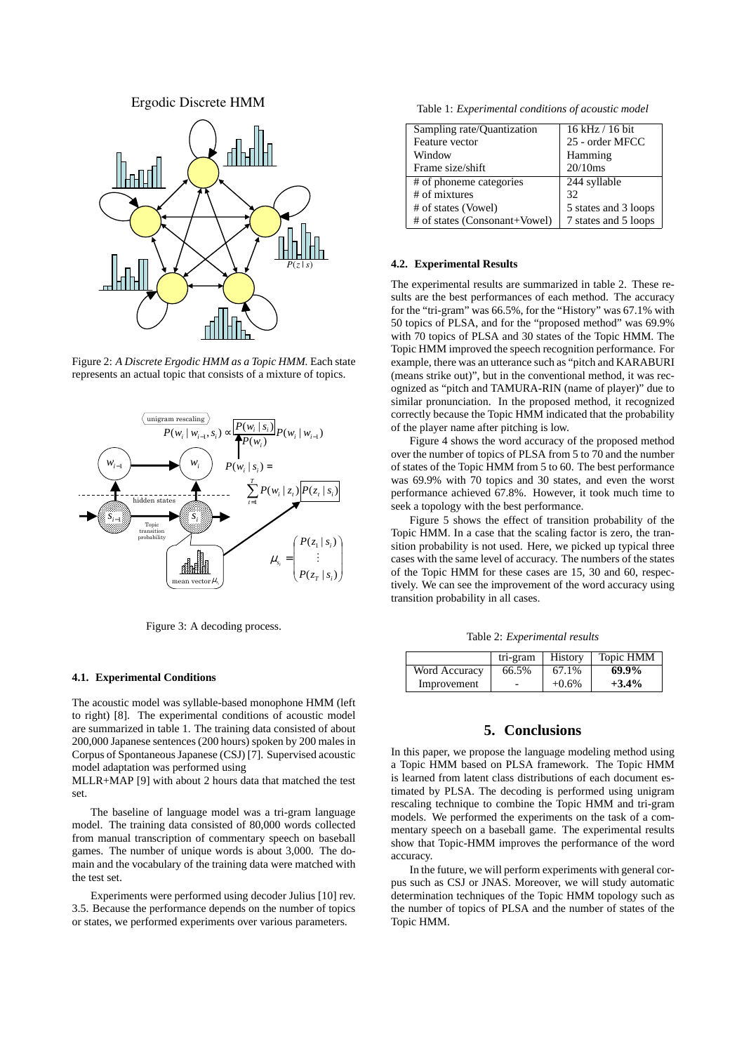Figure 2: *A Discrete Ergodic HMM as a Topic HMM.* Each state represents an actual topic that consists of a mixture of topics.

Figure 3: A decoding process.

### 4.1. Experimental Conditions

The acoustic model was syllable-based monophone HMM (left to right) [8]. The experimental conditions of acoustic model are summarized in table 1. The training data consisted of about 200,000 Japanese sentences (200 hours) spoken by 200 males in Corpus of Spontaneous Japanese (CSJ) [7]. Supervised acoustic model adaptation was performed using MLLR+MAP [9] with about 2 hours data that matched the test set.

The baseline of language model was a tri-gram language model. The training data consisted of 80,000 words collected from manual transcription of commentary speech on baseball games. The number of unique words is about 3,000. The domain and the vocabulary of the training data were matched with the test set.

Experiments were performed using decoder Julius [10] rev. 3.5. Because the performance depends on the number of topics or states, we performed experiments over various parameters.

Table 1: *Experimental conditions of acoustic model*

| | |
|---|---|
| Sampling rate/Quantization | 16 kHz / 16 bit |
| Feature vector | 25 - order MFCC |
| Window | Hamming |
| Frame size/shift | 20/10ms |
| # of phoneme categories | 244 syllable |
| # of mixtures | 32 |
| # of states (Vowel) | 5 states and 3 loops |
| # of states (Consonant+Vowel) | 7 states and 5 loops |

### 4.2. Experimental Results

The experimental results are summarized in table 2. These results are the best performances of each method. The accuracy for the "tri-gram" was 66.5%, for the "History" was 67.1% with 50 topics of PLSA, and for the "proposed method" was 69.9% with 70 topics of PLSA and 30 states of the Topic HMM. The Topic HMM improved the speech recognition performance. For example, there was an utterance such as "pitch and KARABURI (means strike out)", but in the conventional method, it was recognized as "pitch and TAMURA-RIN (name of player)" due to similar pronunciation. In the proposed method, it recognized correctly because the Topic HMM indicated that the probability of the player name after pitching is low.

Figure 4 shows the word accuracy of the proposed method over the number of topics of PLSA from 5 to 70 and the number of states of the Topic HMM from 5 to 60. The best performance was 69.9% with 70 topics and 30 states, and even the worst performance achieved 67.8%. However, it took much time to seek a topology with the best performance.

Figure 5 shows the effect of transition probability of the Topic HMM. In a case that the scaling factor is zero, the transition probability is not used. Here, we picked up typical three cases with the same level of accuracy. The numbers of the states of the Topic HMM for these cases are 15, 30 and 60, respectively. We can see the improvement of the word accuracy using transition probability in all cases.

Table 2: *Experimental results*

| | tri-gram | History | Topic HMM |
|---|---|---|---|
| Word Accuracy | 66.5% | 67.1% | **69.9%** |
| Improvement | - | +0.6% | **+3.4%** |

## 5. Conclusions

In this paper, we propose the language modeling method using a Topic HMM based on PLSA framework. The Topic HMM is learned from latent class distributions of each document estimated by PLSA. The decoding is performed using unigram rescaling technique to combine the Topic HMM and tri-gram models. We performed the experiments on the task of a commentary speech on a baseball game. The experimental results show that Topic-HMM improves the performance of the word accuracy.

In the future, we will perform experiments with general corpus such as CSJ or JNAS. Moreover, we will study automatic determination techniques of the Topic HMM topology such as the number of topics of PLSA and the number of states of the Topic HMM.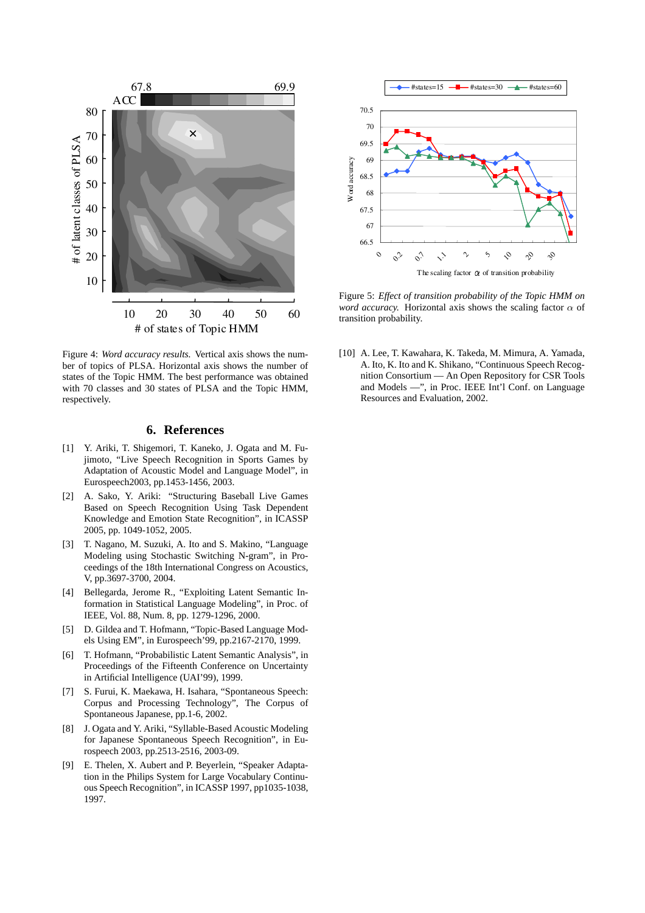67.8 69.9
ACC

80
70
60
50
40
30
20
10

# of latent classes of PLSA

10 20 30 40 50 60

# of states of Topic HMM

Figure 4: *Word accuracy results.* Vertical axis shows the number of topics of PLSA. Horizontal axis shows the number of states of the Topic HMM. The best performance was obtained with 70 classes and 30 states of PLSA and the Topic HMM, respectively.

#states=15 #states=30 #states=60

70.5
70
69.5
69
68.5
68
67.5
67
66.5

Word accuracy

0 0.2 0.7 1.1 2 5 10 20 30

The scaling factor $\alpha$ of transition probability

Figure 5: *Effect of transition probability of the Topic HMM on word accuracy.* Horizontal axis shows the scaling factor $\alpha$ of transition probability.

## 6. References

[1] Y. Ariki, T. Shigemori, T. Kaneko, J. Ogata and M. Fujimoto, "Live Speech Recognition in Sports Games by Adaptation of Acoustic Model and Language Model", in Eurospeech2003, pp.1453-1456, 2003.

[2] A. Sako, Y. Ariki: "Structuring Baseball Live Games Based on Speech Recognition Using Task Dependent Knowledge and Emotion State Recognition", in ICASSP 2005, pp. 1049-1052, 2005.

[3] T. Nagano, M. Suzuki, A. Ito and S. Makino, "Language Modeling using Stochastic Switching N-gram", in Proceedings of the 18th International Congress on Acoustics, V, pp.3697-3700, 2004.

[4] Bellegarda, Jerome R., "Exploiting Latent Semantic Information in Statistical Language Modeling", in Proc. of IEEE, Vol. 88, Num. 8, pp. 1279-1296, 2000.

[5] D. Gildea and T. Hofmann, "Topic-Based Language Models Using EM", in Eurospeech'99, pp.2167-2170, 1999.

[6] T. Hofmann, "Probabilistic Latent Semantic Analysis", in Proceedings of the Fifteenth Conference on Uncertainty in Artificial Intelligence (UAI'99), 1999.

[7] S. Furui, K. Maekawa, H. Isahara, "Spontaneous Speech: Corpus and Processing Technology", The Corpus of Spontaneous Japanese, pp.1-6, 2002.

[8] J. Ogata and Y. Ariki, "Syllable-Based Acoustic Modeling for Japanese Spontaneous Speech Recognition", in Eurospeech 2003, pp.2513-2516, 2003-09.

[9] E. Thelen, X. Aubert and P. Beyerlein, "Speaker Adaptation in the Philips System for Large Vocabulary Continuous Speech Recognition", in ICASSP 1997, pp1035-1038, 1997.

[10] A. Lee, T. Kawahara, K. Takeda, M. Mimura, A. Yamada, A. Ito, K. Ito and K. Shikano, "Continuous Speech Recognition Consortium — An Open Repository for CSR Tools and Models —", in Proc. IEEE Int'l Conf. on Language Resources and Evaluation, 2002.